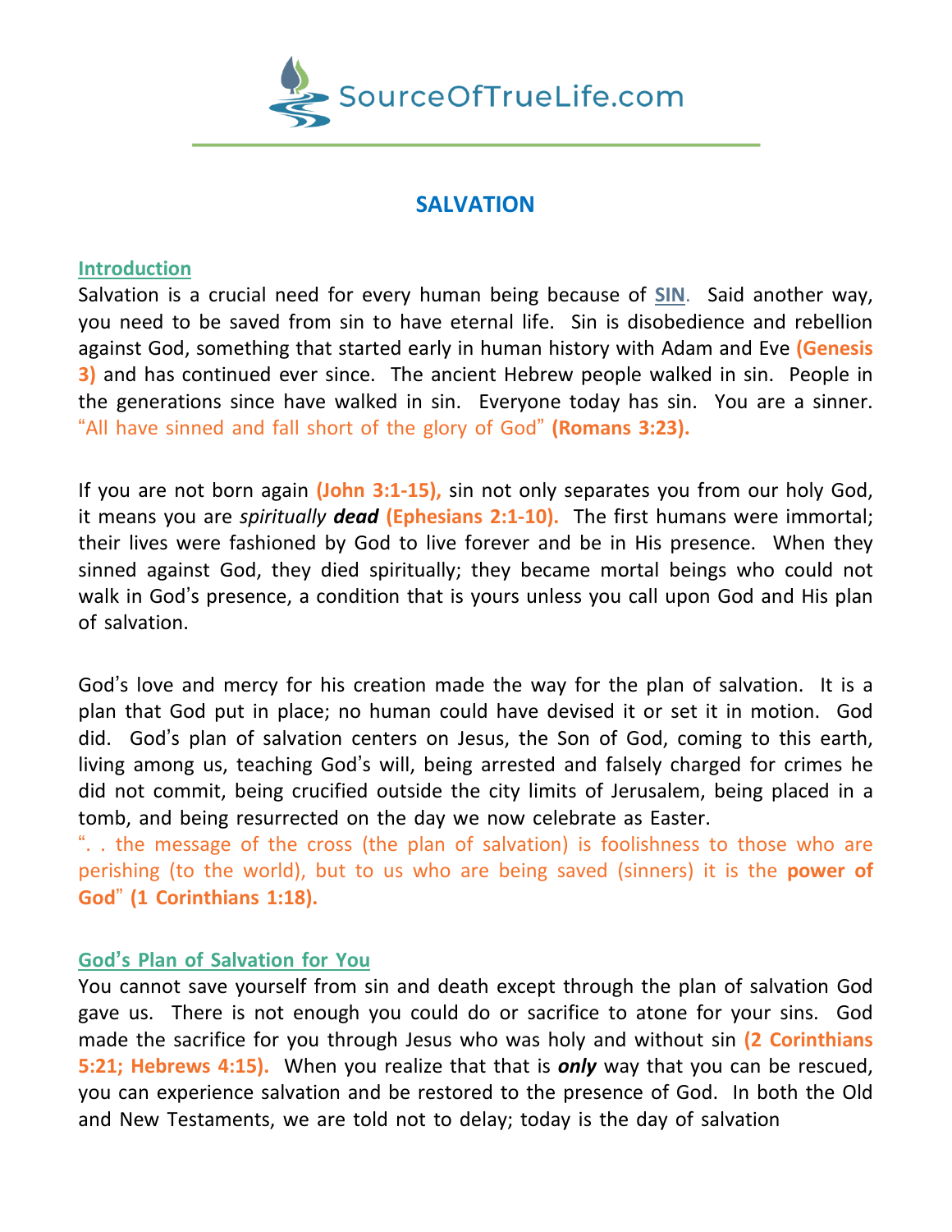SourceOfTrueLife.com

# SALVATION

## Introduction

Salvation is a crucial need for every human being because of **SIN**. Said another way, you need to be saved from sin to have eternal life. Sin is disobedience and rebellion against God, something that started early in human history with Adam and Eve **(Genesis 3)** and has continued ever since. The ancient Hebrew people walked in sin. People in the generations since have walked in sin. Everyone today has sin. You are a sinner. "All have sinned and fall short of the glory of God" **(Romans 3:23).**

If you are not born again **(John 3:1-15),** sin not only separates you from our holy God, it means you are *spiritually* ***dead*** **(Ephesians 2:1-10).** The first humans were immortal; their lives were fashioned by God to live forever and be in His presence. When they sinned against God, they died spiritually; they became mortal beings who could not walk in God's presence, a condition that is yours unless you call upon God and His plan of salvation.

God's love and mercy for his creation made the way for the plan of salvation. It is a plan that God put in place; no human could have devised it or set it in motion. God did. God's plan of salvation centers on Jesus, the Son of God, coming to this earth, living among us, teaching God's will, being arrested and falsely charged for crimes he did not commit, being crucified outside the city limits of Jerusalem, being placed in a tomb, and being resurrected on the day we now celebrate as Easter.
". . the message of the cross (the plan of salvation) is foolishness to those who are perishing (to the world), but to us who are being saved (sinners) it is the **power of God**" **(1 Corinthians 1:18).**

## God's Plan of Salvation for You

You cannot save yourself from sin and death except through the plan of salvation God gave us. There is not enough you could do or sacrifice to atone for your sins. God made the sacrifice for you through Jesus who was holy and without sin **(2 Corinthians 5:21; Hebrews 4:15).** When you realize that that is ***only*** way that you can be rescued, you can experience salvation and be restored to the presence of God. In both the Old and New Testaments, we are told not to delay; today is the day of salvation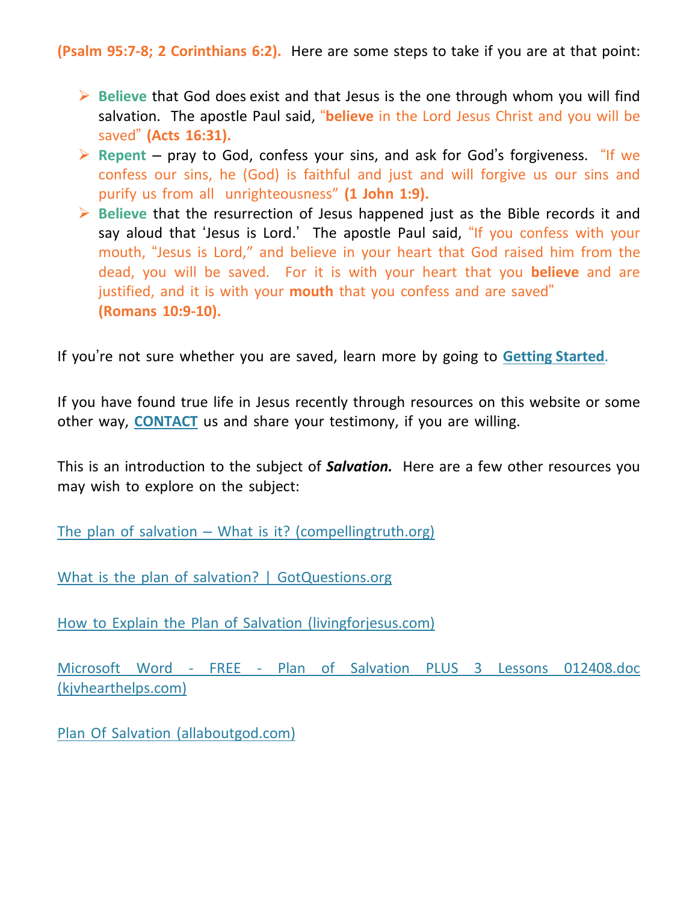**(Psalm 95:7-8; 2 Corinthians 6:2).** Here are some steps to take if you are at that point:

- **Believe** that God does exist and that Jesus is the one through whom you will find salvation. The apostle Paul said, "**believe** in the Lord Jesus Christ and you will be saved" **(Acts 16:31).**
- **Repent** – pray to God, confess your sins, and ask for God's forgiveness. "If we confess our sins, he (God) is faithful and just and will forgive us our sins and purify us from all unrighteousness" **(1 John 1:9).**
- **Believe** that the resurrection of Jesus happened just as the Bible records it and say aloud that 'Jesus is Lord.' The apostle Paul said, "If you confess with your mouth, "Jesus is Lord," and believe in your heart that God raised him from the dead, you will be saved. For it is with your heart that you **believe** and are justified, and it is with your **mouth** that you confess and are saved" **(Romans 10:9-10).**

If you're not sure whether you are saved, learn more by going to **Getting Started**.

If you have found true life in Jesus recently through resources on this website or some other way, **CONTACT** us and share your testimony, if you are willing.

This is an introduction to the subject of ***Salvation.*** Here are a few other resources you may wish to explore on the subject:

The plan of salvation – What is it? (compellingtruth.org)

What is the plan of salvation? | GotQuestions.org

How to Explain the Plan of Salvation (livingforjesus.com)

Microsoft Word - FREE - Plan of Salvation PLUS 3 Lessons 012408.doc (kjvhearthelps.com)

Plan Of Salvation (allaboutgod.com)